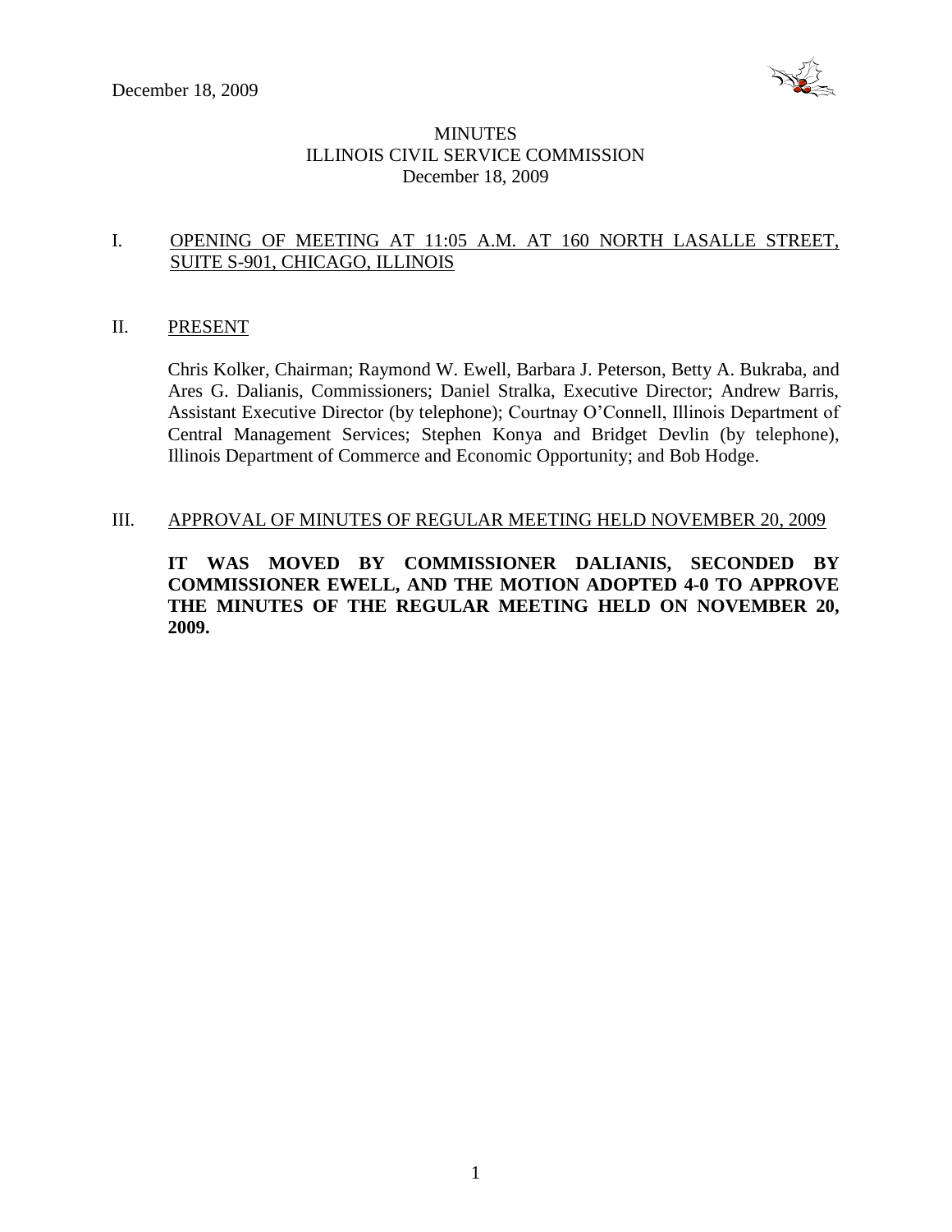December 18, 2009

# MINUTES
## ILLINOIS CIVIL SERVICE COMMISSION
December 18, 2009

I. OPENING OF MEETING AT 11:05 A.M. AT 160 NORTH LASALLE STREET, SUITE S-901, CHICAGO, ILLINOIS

II. PRESENT

Chris Kolker, Chairman; Raymond W. Ewell, Barbara J. Peterson, Betty A. Bukraba, and Ares G. Dalianis, Commissioners; Daniel Stralka, Executive Director; Andrew Barris, Assistant Executive Director (by telephone); Courtnay O'Connell, Illinois Department of Central Management Services; Stephen Konya and Bridget Devlin (by telephone), Illinois Department of Commerce and Economic Opportunity; and Bob Hodge.

III. APPROVAL OF MINUTES OF REGULAR MEETING HELD NOVEMBER 20, 2009

**IT WAS MOVED BY COMMISSIONER DALIANIS, SECONDED BY COMMISSIONER EWELL, AND THE MOTION ADOPTED 4-0 TO APPROVE THE MINUTES OF THE REGULAR MEETING HELD ON NOVEMBER 20, 2009.**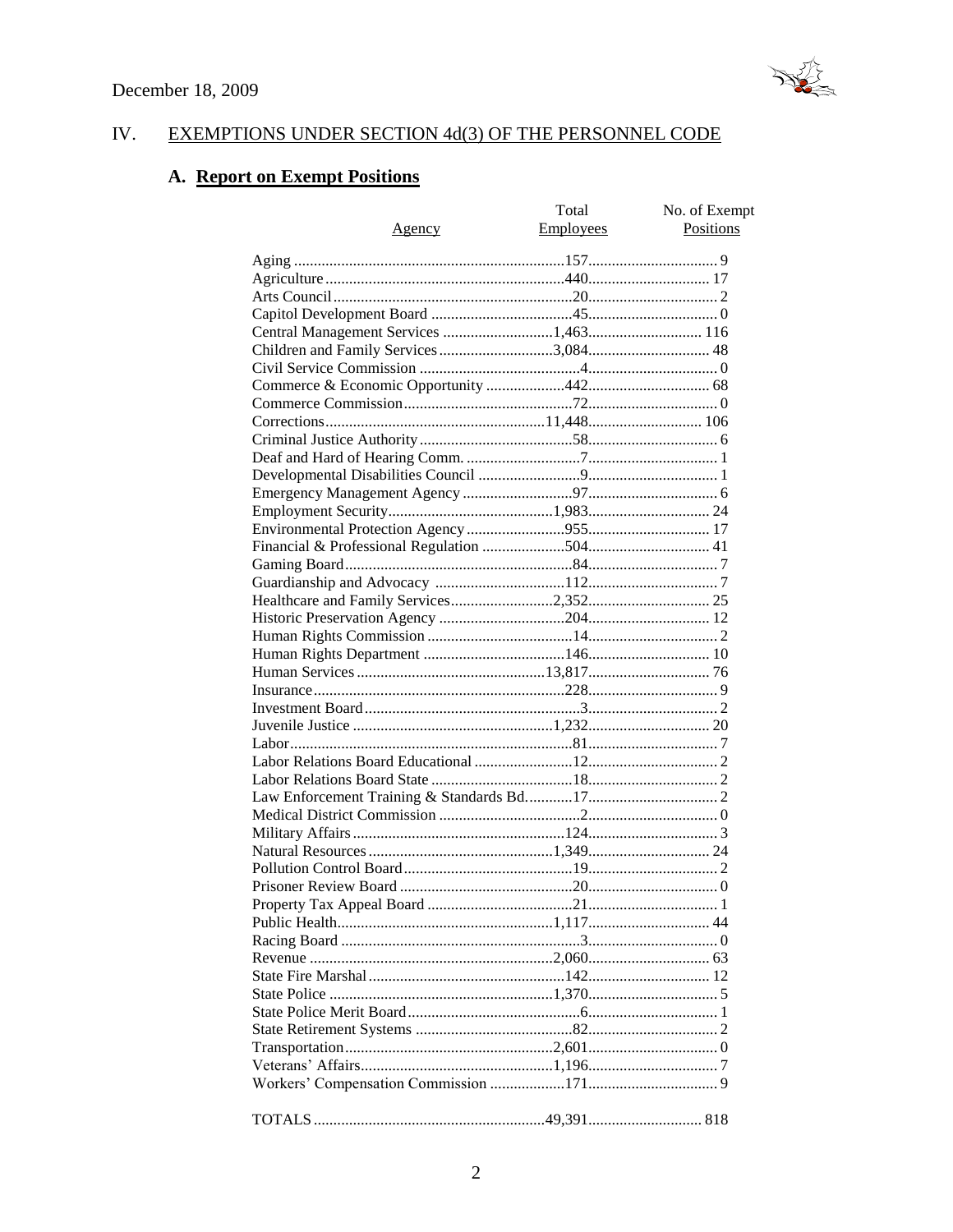December 18, 2009

## IV. EXEMPTIONS UNDER SECTION 4d(3) OF THE PERSONNEL CODE

### A. Report on Exempt Positions

| Agency | Total Employees | No. of Exempt Positions |
|---|---|---|
| Aging | 157 | 9 |
| Agriculture | 440 | 17 |
| Arts Council | 20 | 2 |
| Capitol Development Board | 45 | 0 |
| Central Management Services | 1,463 | 116 |
| Children and Family Services | 3,084 | 48 |
| Civil Service Commission | 4 | 0 |
| Commerce & Economic Opportunity | 442 | 68 |
| Commerce Commission | 72 | 0 |
| Corrections | 11,448 | 106 |
| Criminal Justice Authority | 58 | 6 |
| Deaf and Hard of Hearing Comm. | 7 | 1 |
| Developmental Disabilities Council | 9 | 1 |
| Emergency Management Agency | 97 | 6 |
| Employment Security | 1,983 | 24 |
| Environmental Protection Agency | 955 | 17 |
| Financial & Professional Regulation | 504 | 41 |
| Gaming Board | 84 | 7 |
| Guardianship and Advocacy | 112 | 7 |
| Healthcare and Family Services | 2,352 | 25 |
| Historic Preservation Agency | 204 | 12 |
| Human Rights Commission | 14 | 2 |
| Human Rights Department | 146 | 10 |
| Human Services | 13,817 | 76 |
| Insurance | 228 | 9 |
| Investment Board | 3 | 2 |
| Juvenile Justice | 1,232 | 20 |
| Labor | 81 | 7 |
| Labor Relations Board Educational | 12 | 2 |
| Labor Relations Board State | 18 | 2 |
| Law Enforcement Training & Standards Bd. | 17 | 2 |
| Medical District Commission | 2 | 0 |
| Military Affairs | 124 | 3 |
| Natural Resources | 1,349 | 24 |
| Pollution Control Board | 19 | 2 |
| Prisoner Review Board | 20 | 0 |
| Property Tax Appeal Board | 21 | 1 |
| Public Health | 1,117 | 44 |
| Racing Board | 3 | 0 |
| Revenue | 2,060 | 63 |
| State Fire Marshal | 142 | 12 |
| State Police | 1,370 | 5 |
| State Police Merit Board | 6 | 1 |
| State Retirement Systems | 82 | 2 |
| Transportation | 2,601 | 0 |
| Veterans' Affairs | 1,196 | 7 |
| Workers' Compensation Commission | 171 | 9 |
| TOTALS | 49,391 | 818 |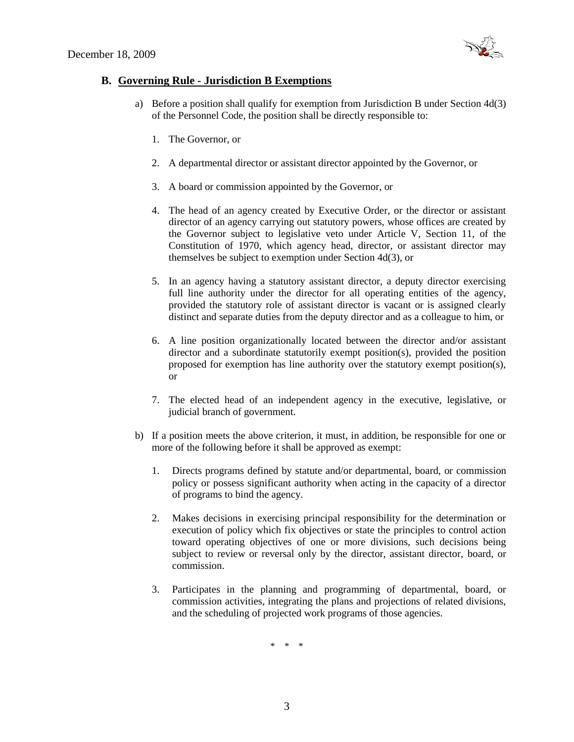## B. Governing Rule - Jurisdiction B Exemptions

a) Before a position shall qualify for exemption from Jurisdiction B under Section 4d(3) of the Personnel Code, the position shall be directly responsible to:

1. The Governor, or

2. A departmental director or assistant director appointed by the Governor, or

3. A board or commission appointed by the Governor, or

4. The head of an agency created by Executive Order, or the director or assistant director of an agency carrying out statutory powers, whose offices are created by the Governor subject to legislative veto under Article V, Section 11, of the Constitution of 1970, which agency head, director, or assistant director may themselves be subject to exemption under Section 4d(3), or

5. In an agency having a statutory assistant director, a deputy director exercising full line authority under the director for all operating entities of the agency, provided the statutory role of assistant director is vacant or is assigned clearly distinct and separate duties from the deputy director and as a colleague to him, or

6. A line position organizationally located between the director and/or assistant director and a subordinate statutorily exempt position(s), provided the position proposed for exemption has line authority over the statutory exempt position(s), or

7. The elected head of an independent agency in the executive, legislative, or judicial branch of government.

b) If a position meets the above criterion, it must, in addition, be responsible for one or more of the following before it shall be approved as exempt:

1. Directs programs defined by statute and/or departmental, board, or commission policy or possess significant authority when acting in the capacity of a director of programs to bind the agency.

2. Makes decisions in exercising principal responsibility for the determination or execution of policy which fix objectives or state the principles to control action toward operating objectives of one or more divisions, such decisions being subject to review or reversal only by the director, assistant director, board, or commission.

3. Participates in the planning and programming of departmental, board, or commission activities, integrating the plans and projections of related divisions, and the scheduling of projected work programs of those agencies.

\* \* \*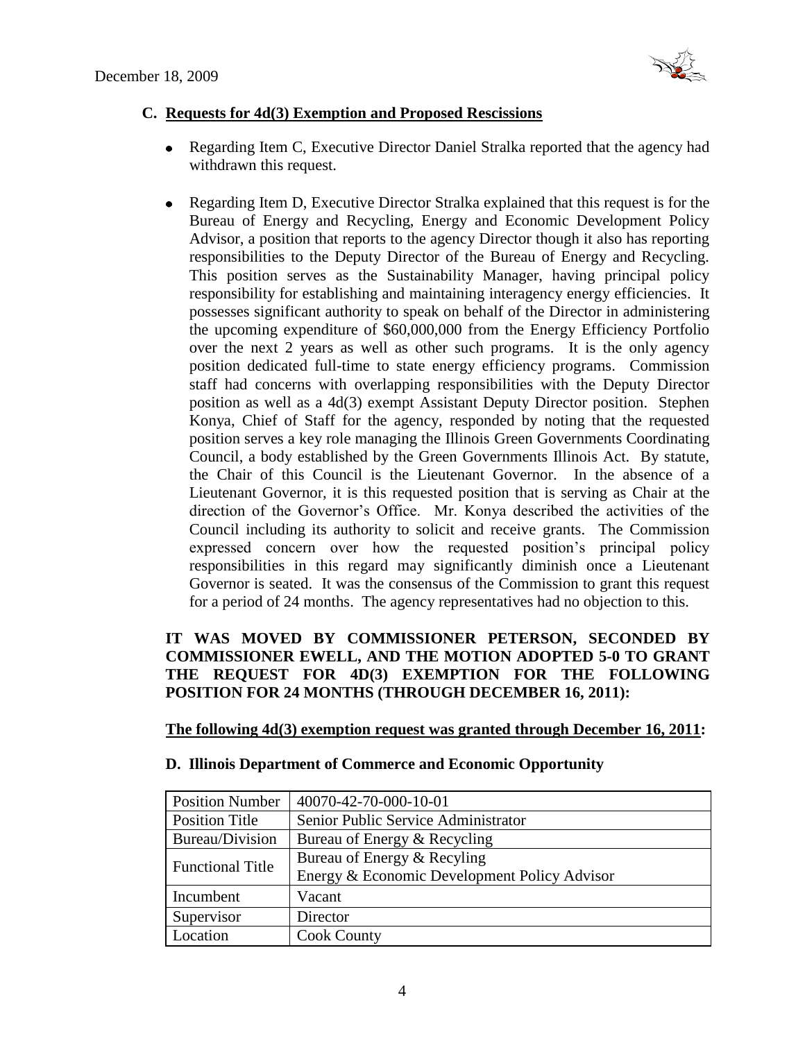### C. Requests for 4d(3) Exemption and Proposed Rescissions

- Regarding Item C, Executive Director Daniel Stralka reported that the agency had withdrawn this request.

- Regarding Item D, Executive Director Stralka explained that this request is for the Bureau of Energy and Recycling, Energy and Economic Development Policy Advisor, a position that reports to the agency Director though it also has reporting responsibilities to the Deputy Director of the Bureau of Energy and Recycling. This position serves as the Sustainability Manager, having principal policy responsibility for establishing and maintaining interagency energy efficiencies. It possesses significant authority to speak on behalf of the Director in administering the upcoming expenditure of $60,000,000 from the Energy Efficiency Portfolio over the next 2 years as well as other such programs. It is the only agency position dedicated full-time to state energy efficiency programs. Commission staff had concerns with overlapping responsibilities with the Deputy Director position as well as a 4d(3) exempt Assistant Deputy Director position. Stephen Konya, Chief of Staff for the agency, responded by noting that the requested position serves a key role managing the Illinois Green Governments Coordinating Council, a body established by the Green Governments Illinois Act. By statute, the Chair of this Council is the Lieutenant Governor. In the absence of a Lieutenant Governor, it is this requested position that is serving as Chair at the direction of the Governor's Office. Mr. Konya described the activities of the Council including its authority to solicit and receive grants. The Commission expressed concern over how the requested position's principal policy responsibilities in this regard may significantly diminish once a Lieutenant Governor is seated. It was the consensus of the Commission to grant this request for a period of 24 months. The agency representatives had no objection to this.

**IT WAS MOVED BY COMMISSIONER PETERSON, SECONDED BY COMMISSIONER EWELL, AND THE MOTION ADOPTED 5-0 TO GRANT THE REQUEST FOR 4D(3) EXEMPTION FOR THE FOLLOWING POSITION FOR 24 MONTHS (THROUGH DECEMBER 16, 2011):**

**The following 4d(3) exemption request was granted through December 16, 2011:**

**D. Illinois Department of Commerce and Economic Opportunity**

| Position Number | 40070-42-70-000-10-01 |
|---|---|
| Position Title | Senior Public Service Administrator |
| Bureau/Division | Bureau of Energy & Recycling |
| Functional Title | Bureau of Energy & Recyling<br>Energy & Economic Development Policy Advisor |
| Incumbent | Vacant |
| Supervisor | Director |
| Location | Cook County |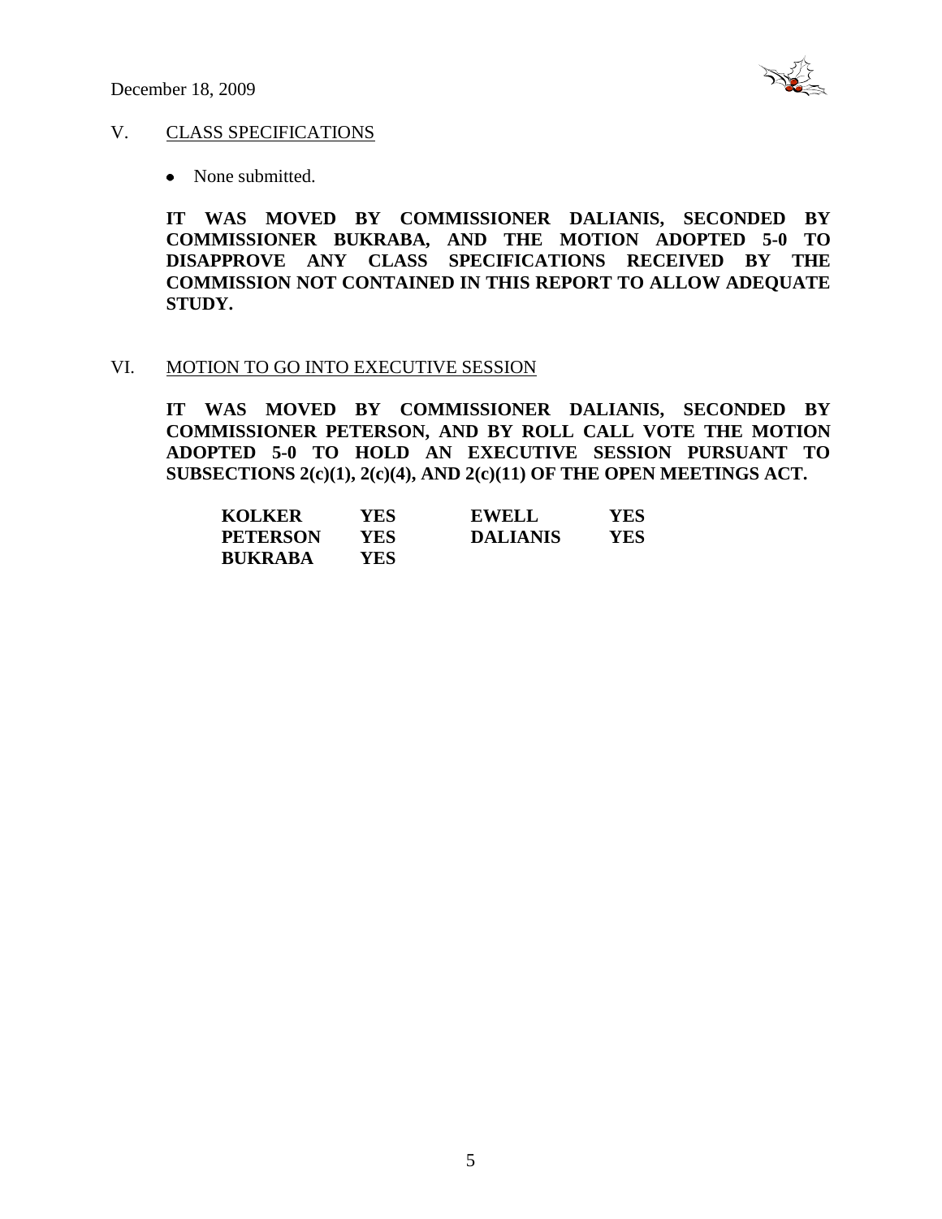## V. CLASS SPECIFICATIONS

- None submitted.

**IT WAS MOVED BY COMMISSIONER DALIANIS, SECONDED BY COMMISSIONER BUKRABA, AND THE MOTION ADOPTED 5-0 TO DISAPPROVE ANY CLASS SPECIFICATIONS RECEIVED BY THE COMMISSION NOT CONTAINED IN THIS REPORT TO ALLOW ADEQUATE STUDY.**

## VI. MOTION TO GO INTO EXECUTIVE SESSION

**IT WAS MOVED BY COMMISSIONER DALIANIS, SECONDED BY COMMISSIONER PETERSON, AND BY ROLL CALL VOTE THE MOTION ADOPTED 5-0 TO HOLD AN EXECUTIVE SESSION PURSUANT TO SUBSECTIONS 2(c)(1), 2(c)(4), AND 2(c)(11) OF THE OPEN MEETINGS ACT.**

| | | | |
|---|---|---|---|
| **KOLKER** | **YES** | **EWELL** | **YES** |
| **PETERSON** | **YES** | **DALIANIS** | **YES** |
| **BUKRABA** | **YES** | | |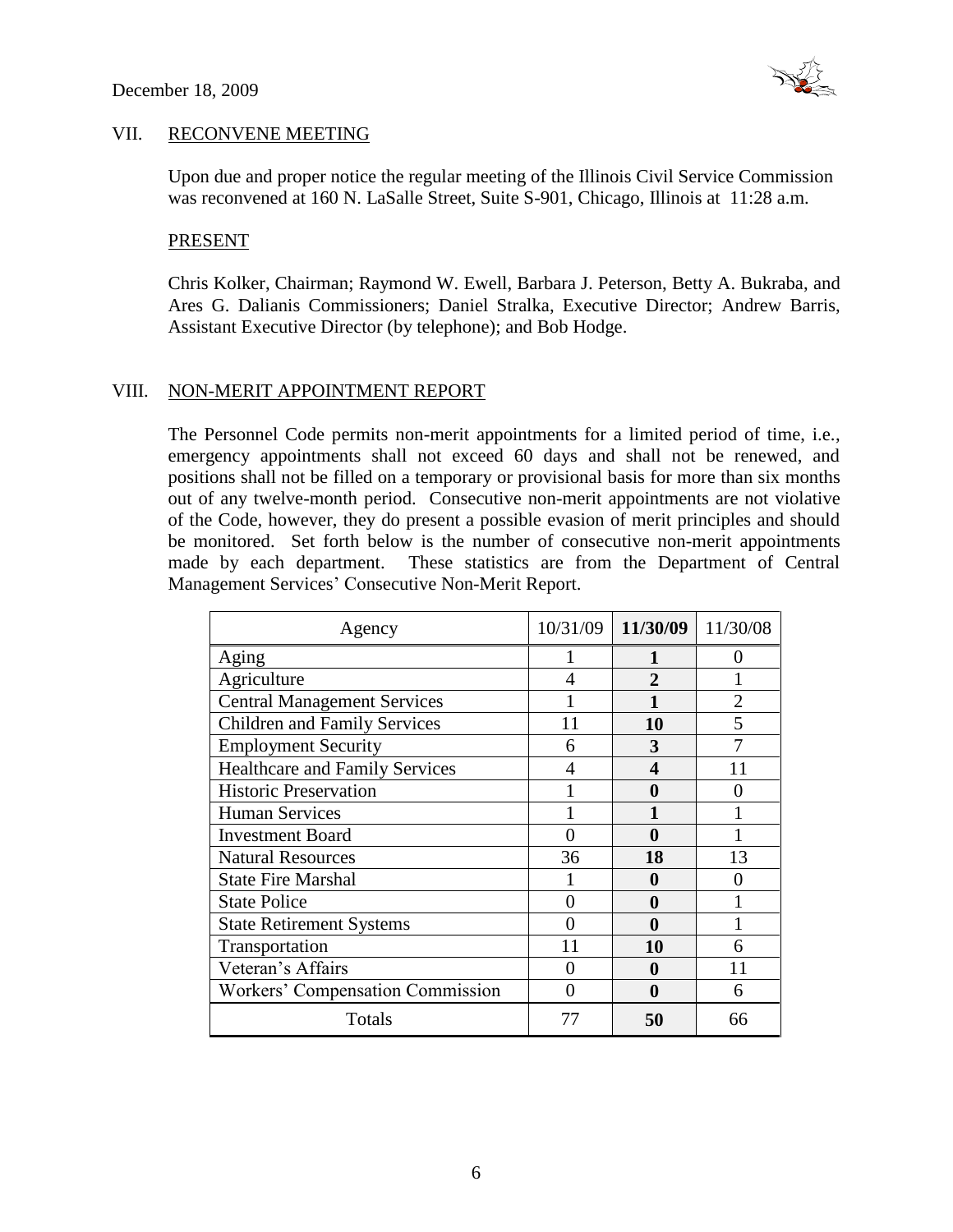December 18, 2009

## VII. RECONVENE MEETING

Upon due and proper notice the regular meeting of the Illinois Civil Service Commission was reconvened at 160 N. LaSalle Street, Suite S-901, Chicago, Illinois at 11:28 a.m.

### PRESENT

Chris Kolker, Chairman; Raymond W. Ewell, Barbara J. Peterson, Betty A. Bukraba, and Ares G. Dalianis Commissioners; Daniel Stralka, Executive Director; Andrew Barris, Assistant Executive Director (by telephone); and Bob Hodge.

## VIII. NON-MERIT APPOINTMENT REPORT

The Personnel Code permits non-merit appointments for a limited period of time, i.e., emergency appointments shall not exceed 60 days and shall not be renewed, and positions shall not be filled on a temporary or provisional basis for more than six months out of any twelve-month period. Consecutive non-merit appointments are not violative of the Code, however, they do present a possible evasion of merit principles and should be monitored. Set forth below is the number of consecutive non-merit appointments made by each department. These statistics are from the Department of Central Management Services' Consecutive Non-Merit Report.

| Agency | 10/31/09 | **11/30/09** | 11/30/08 |
|---|---|---|---|
| Aging | 1 | **1** | 0 |
| Agriculture | 4 | **2** | 1 |
| Central Management Services | 1 | **1** | 2 |
| Children and Family Services | 11 | **10** | 5 |
| Employment Security | 6 | **3** | 7 |
| Healthcare and Family Services | 4 | **4** | 11 |
| Historic Preservation | 1 | **0** | 0 |
| Human Services | 1 | **1** | 1 |
| Investment Board | 0 | **0** | 1 |
| Natural Resources | 36 | **18** | 13 |
| State Fire Marshal | 1 | **0** | 0 |
| State Police | 0 | **0** | 1 |
| State Retirement Systems | 0 | **0** | 1 |
| Transportation | 11 | **10** | 6 |
| Veteran's Affairs | 0 | **0** | 11 |
| Workers' Compensation Commission | 0 | **0** | 6 |
| Totals | 77 | **50** | 66 |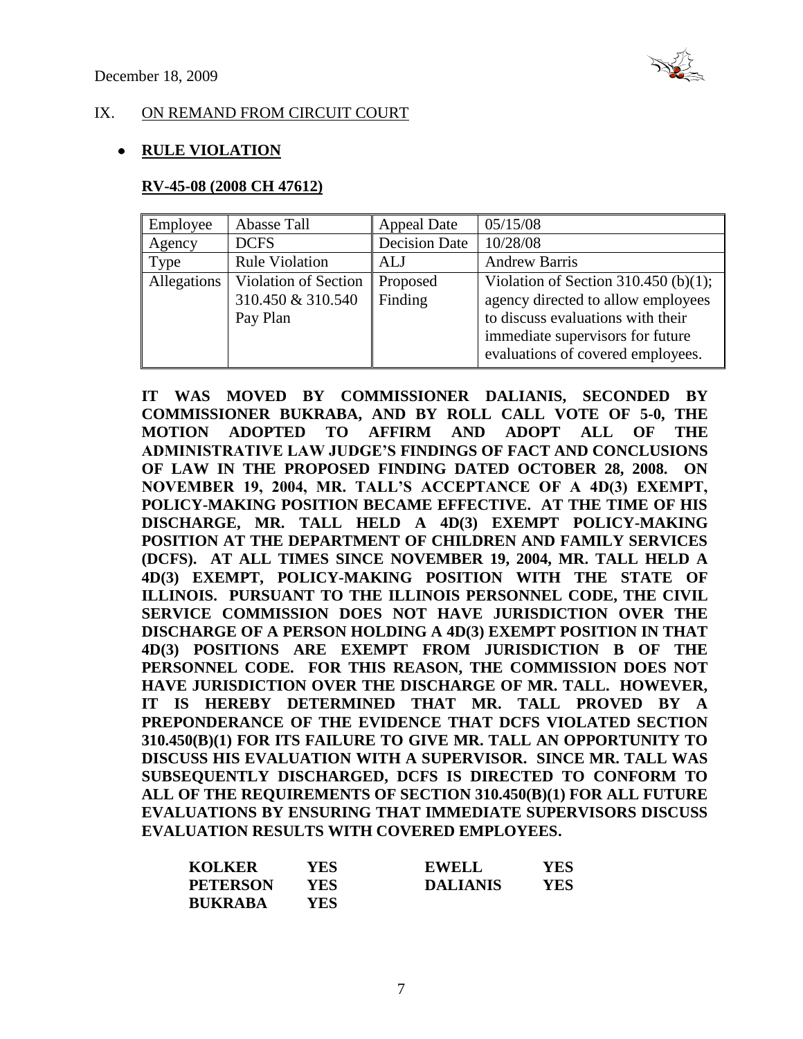December 18, 2009

## IX. ON REMAND FROM CIRCUIT COURT

- **RULE VIOLATION**

**RV-45-08 (2008 CH 47612)**

| Employee | Abasse Tall | Appeal Date | 05/15/08 |
|---|---|---|---|
| Agency | DCFS | Decision Date | 10/28/08 |
| Type | Rule Violation | ALJ | Andrew Barris |
| Allegations | Violation of Section 310.450 & 310.540 Pay Plan | Proposed Finding | Violation of Section 310.450 (b)(1); agency directed to allow employees to discuss evaluations with their immediate supervisors for future evaluations of covered employees. |

**IT WAS MOVED BY COMMISSIONER DALIANIS, SECONDED BY COMMISSIONER BUKRABA, AND BY ROLL CALL VOTE OF 5-0, THE MOTION ADOPTED TO AFFIRM AND ADOPT ALL OF THE ADMINISTRATIVE LAW JUDGE'S FINDINGS OF FACT AND CONCLUSIONS OF LAW IN THE PROPOSED FINDING DATED OCTOBER 28, 2008. ON NOVEMBER 19, 2004, MR. TALL'S ACCEPTANCE OF A 4D(3) EXEMPT, POLICY-MAKING POSITION BECAME EFFECTIVE. AT THE TIME OF HIS DISCHARGE, MR. TALL HELD A 4D(3) EXEMPT POLICY-MAKING POSITION AT THE DEPARTMENT OF CHILDREN AND FAMILY SERVICES (DCFS). AT ALL TIMES SINCE NOVEMBER 19, 2004, MR. TALL HELD A 4D(3) EXEMPT, POLICY-MAKING POSITION WITH THE STATE OF ILLINOIS. PURSUANT TO THE ILLINOIS PERSONNEL CODE, THE CIVIL SERVICE COMMISSION DOES NOT HAVE JURISDICTION OVER THE DISCHARGE OF A PERSON HOLDING A 4D(3) EXEMPT POSITION IN THAT 4D(3) POSITIONS ARE EXEMPT FROM JURISDICTION B OF THE PERSONNEL CODE. FOR THIS REASON, THE COMMISSION DOES NOT HAVE JURISDICTION OVER THE DISCHARGE OF MR. TALL. HOWEVER, IT IS HEREBY DETERMINED THAT MR. TALL PROVED BY A PREPONDERANCE OF THE EVIDENCE THAT DCFS VIOLATED SECTION 310.450(B)(1) FOR ITS FAILURE TO GIVE MR. TALL AN OPPORTUNITY TO DISCUSS HIS EVALUATION WITH A SUPERVISOR. SINCE MR. TALL WAS SUBSEQUENTLY DISCHARGED, DCFS IS DIRECTED TO CONFORM TO ALL OF THE REQUIREMENTS OF SECTION 310.450(B)(1) FOR ALL FUTURE EVALUATIONS BY ENSURING THAT IMMEDIATE SUPERVISORS DISCUSS EVALUATION RESULTS WITH COVERED EMPLOYEES.**

| | | | |
|---|---|---|---|
| **KOLKER** | **YES** | **EWELL** | **YES** |
| **PETERSON** | **YES** | **DALIANIS** | **YES** |
| **BUKRABA** | **YES** | | |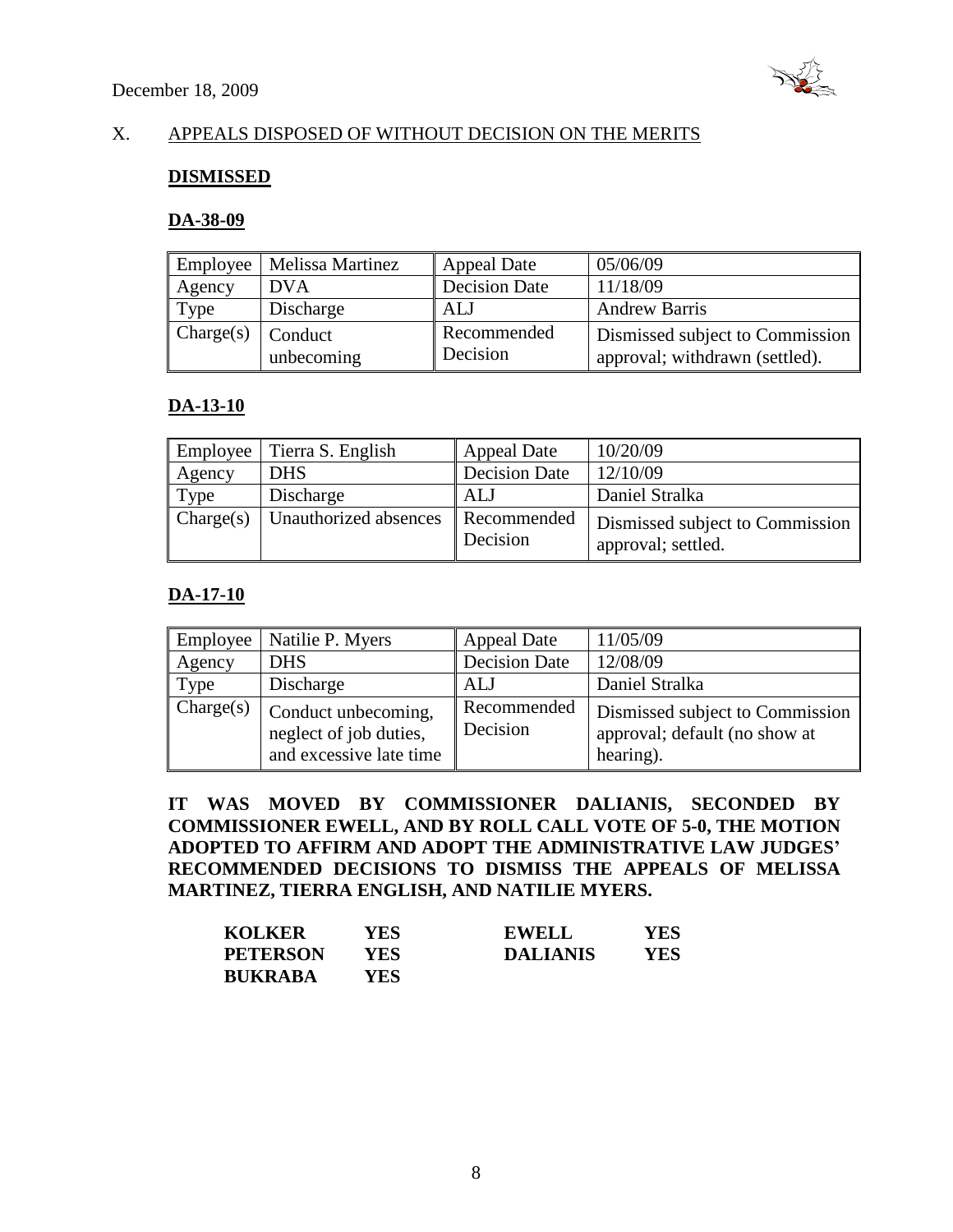December 18, 2009

## X. APPEALS DISPOSED OF WITHOUT DECISION ON THE MERITS

### DISMISSED

#### DA-38-09

| Employee | Melissa Martinez | Appeal Date | 05/06/09 |
|---|---|---|---|
| Agency | DVA | Decision Date | 11/18/09 |
| Type | Discharge | ALJ | Andrew Barris |
| Charge(s) | Conduct unbecoming | Recommended Decision | Dismissed subject to Commission approval; withdrawn (settled). |

#### DA-13-10

| Employee | Tierra S. English | Appeal Date | 10/20/09 |
|---|---|---|---|
| Agency | DHS | Decision Date | 12/10/09 |
| Type | Discharge | ALJ | Daniel Stralka |
| Charge(s) | Unauthorized absences | Recommended Decision | Dismissed subject to Commission approval; settled. |

#### DA-17-10

| Employee | Natilie P. Myers | Appeal Date | 11/05/09 |
|---|---|---|---|
| Agency | DHS | Decision Date | 12/08/09 |
| Type | Discharge | ALJ | Daniel Stralka |
| Charge(s) | Conduct unbecoming, neglect of job duties, and excessive late time | Recommended Decision | Dismissed subject to Commission approval; default (no show at hearing). |

**IT WAS MOVED BY COMMISSIONER DALIANIS, SECONDED BY COMMISSIONER EWELL, AND BY ROLL CALL VOTE OF 5-0, THE MOTION ADOPTED TO AFFIRM AND ADOPT THE ADMINISTRATIVE LAW JUDGES' RECOMMENDED DECISIONS TO DISMISS THE APPEALS OF MELISSA MARTINEZ, TIERRA ENGLISH, AND NATILIE MYERS.**

| | | | |
|---|---|---|---|
| **KOLKER** | **YES** | **EWELL** | **YES** |
| **PETERSON** | **YES** | **DALIANIS** | **YES** |
| **BUKRABA** | **YES** | | |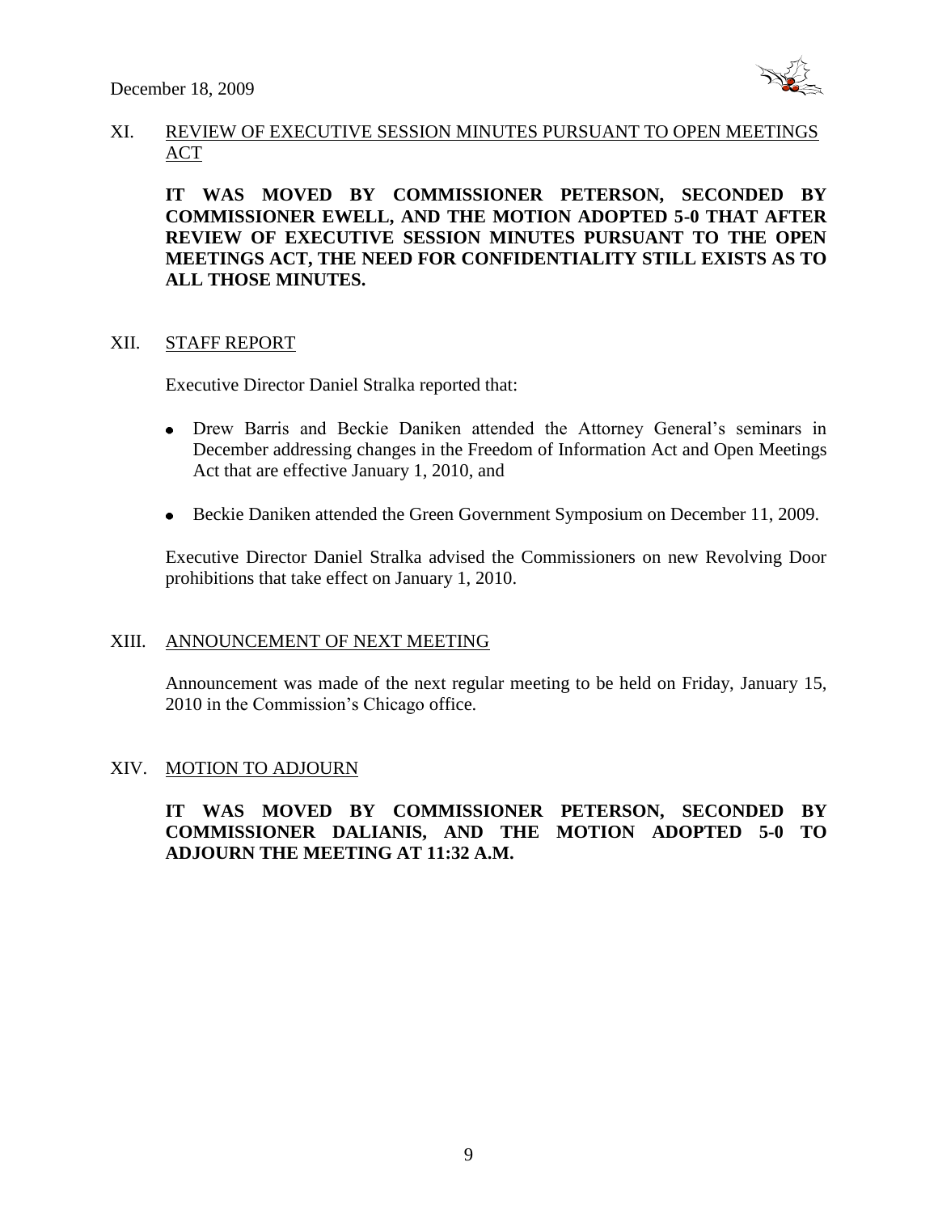XI. REVIEW OF EXECUTIVE SESSION MINUTES PURSUANT TO OPEN MEETINGS ACT

**IT WAS MOVED BY COMMISSIONER PETERSON, SECONDED BY COMMISSIONER EWELL, AND THE MOTION ADOPTED 5-0 THAT AFTER REVIEW OF EXECUTIVE SESSION MINUTES PURSUANT TO THE OPEN MEETINGS ACT, THE NEED FOR CONFIDENTIALITY STILL EXISTS AS TO ALL THOSE MINUTES.**

XII. STAFF REPORT

Executive Director Daniel Stralka reported that:

- Drew Barris and Beckie Daniken attended the Attorney General's seminars in December addressing changes in the Freedom of Information Act and Open Meetings Act that are effective January 1, 2010, and
- Beckie Daniken attended the Green Government Symposium on December 11, 2009.

Executive Director Daniel Stralka advised the Commissioners on new Revolving Door prohibitions that take effect on January 1, 2010.

XIII. ANNOUNCEMENT OF NEXT MEETING

Announcement was made of the next regular meeting to be held on Friday, January 15, 2010 in the Commission's Chicago office.

XIV. MOTION TO ADJOURN

**IT WAS MOVED BY COMMISSIONER PETERSON, SECONDED BY COMMISSIONER DALIANIS, AND THE MOTION ADOPTED 5-0 TO ADJOURN THE MEETING AT 11:32 A.M.**